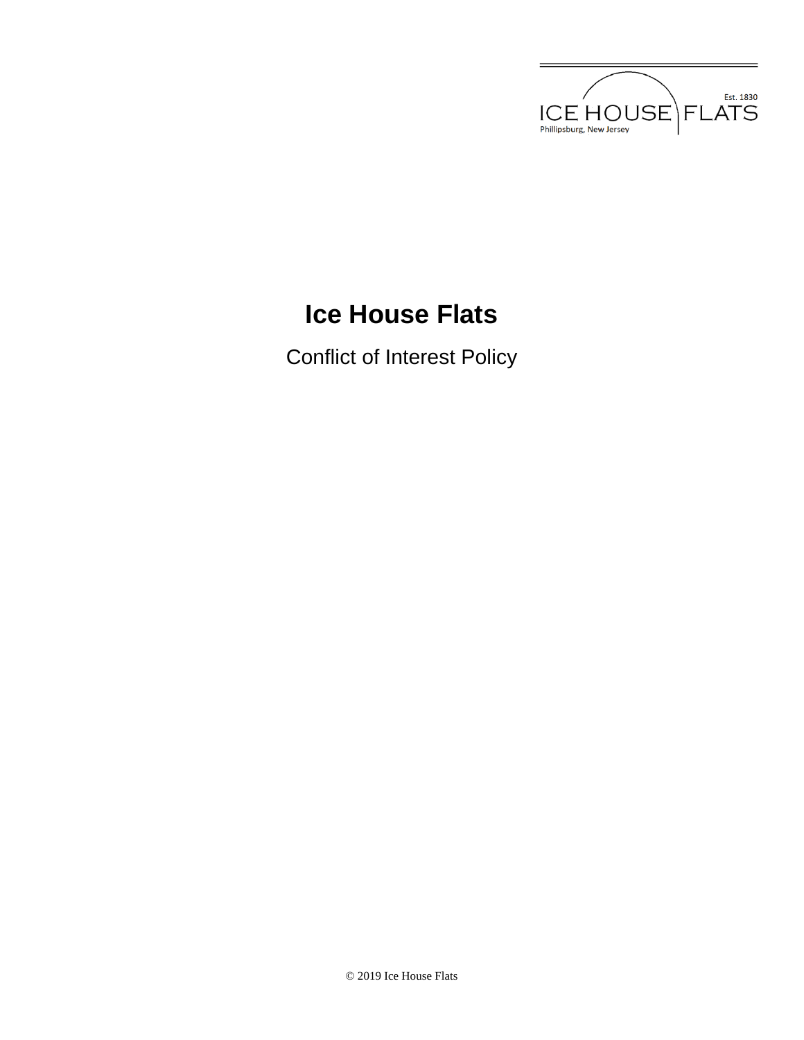# Ice House Flats

Conflict of Interest Policy

© 2019 Ice House Flats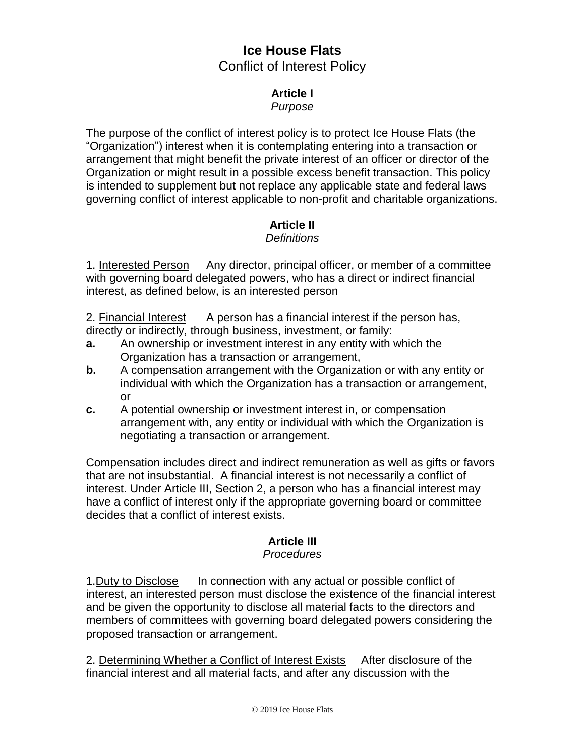# Ice House Flats

Conflict of Interest Policy

## Article I

*Purpose*

The purpose of the conflict of interest policy is to protect Ice House Flats (the "Organization") interest when it is contemplating entering into a transaction or arrangement that might benefit the private interest of an officer or director of the Organization or might result in a possible excess benefit transaction. This policy is intended to supplement but not replace any applicable state and federal laws governing conflict of interest applicable to non-profit and charitable organizations.

## Article II

*Definitions*

1. Interested Person Any director, principal officer, or member of a committee with governing board delegated powers, who has a direct or indirect financial interest, as defined below, is an interested person

2. Financial Interest A person has a financial interest if the person has, directly or indirectly, through business, investment, or family:

**a.** An ownership or investment interest in any entity with which the Organization has a transaction or arrangement,

**b.** A compensation arrangement with the Organization or with any entity or individual with which the Organization has a transaction or arrangement, or

**c.** A potential ownership or investment interest in, or compensation arrangement with, any entity or individual with which the Organization is negotiating a transaction or arrangement.

Compensation includes direct and indirect remuneration as well as gifts or favors that are not insubstantial. A financial interest is not necessarily a conflict of interest. Under Article III, Section 2, a person who has a financial interest may have a conflict of interest only if the appropriate governing board or committee decides that a conflict of interest exists.

## Article III

*Procedures*

1. Duty to Disclose In connection with any actual or possible conflict of interest, an interested person must disclose the existence of the financial interest and be given the opportunity to disclose all material facts to the directors and members of committees with governing board delegated powers considering the proposed transaction or arrangement.

2. Determining Whether a Conflict of Interest Exists After disclosure of the financial interest and all material facts, and after any discussion with the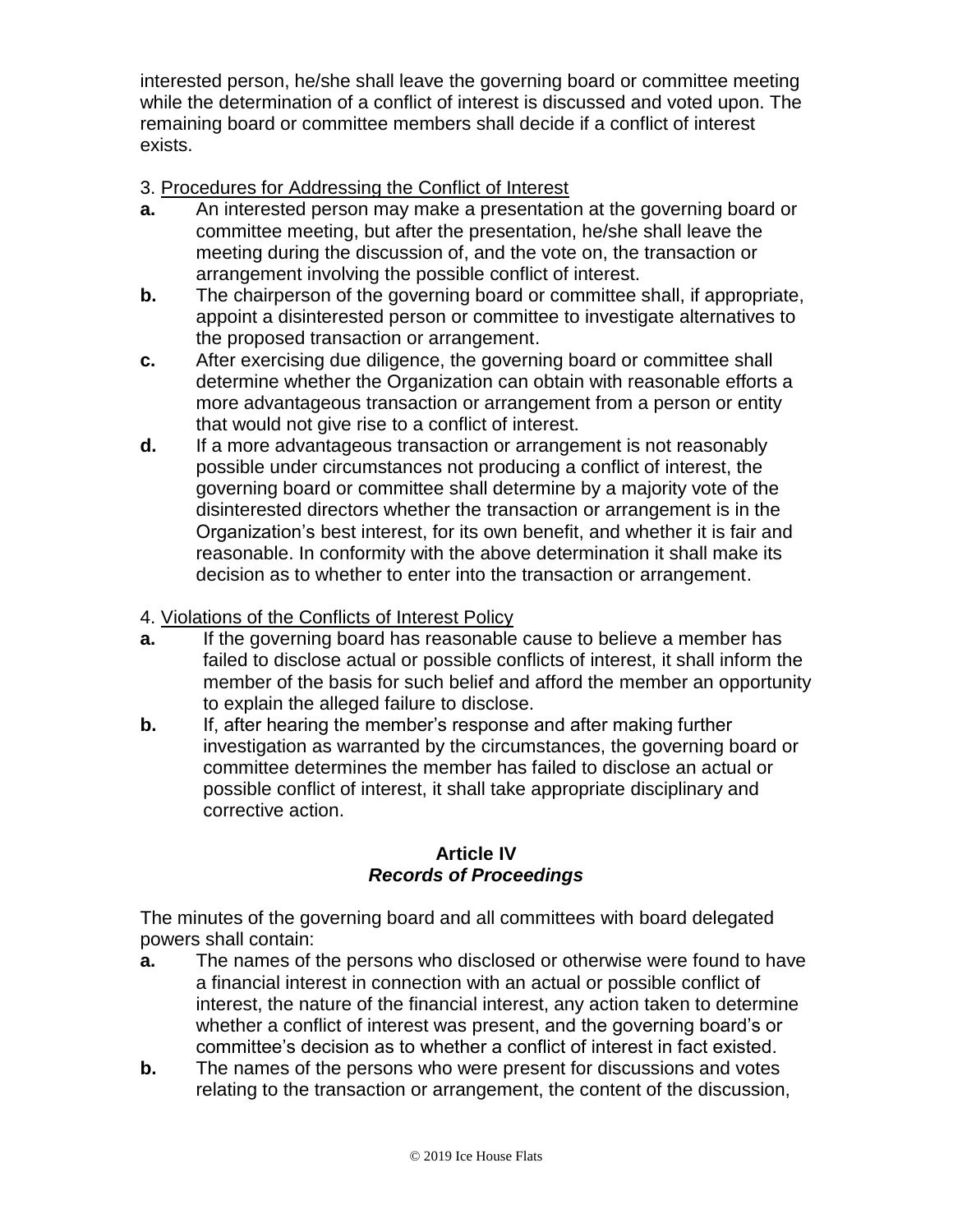interested person, he/she shall leave the governing board or committee meeting while the determination of a conflict of interest is discussed and voted upon. The remaining board or committee members shall decide if a conflict of interest exists.

3. Procedures for Addressing the Conflict of Interest

**a.** An interested person may make a presentation at the governing board or committee meeting, but after the presentation, he/she shall leave the meeting during the discussion of, and the vote on, the transaction or arrangement involving the possible conflict of interest.

**b.** The chairperson of the governing board or committee shall, if appropriate, appoint a disinterested person or committee to investigate alternatives to the proposed transaction or arrangement.

**c.** After exercising due diligence, the governing board or committee shall determine whether the Organization can obtain with reasonable efforts a more advantageous transaction or arrangement from a person or entity that would not give rise to a conflict of interest.

**d.** If a more advantageous transaction or arrangement is not reasonably possible under circumstances not producing a conflict of interest, the governing board or committee shall determine by a majority vote of the disinterested directors whether the transaction or arrangement is in the Organization's best interest, for its own benefit, and whether it is fair and reasonable. In conformity with the above determination it shall make its decision as to whether to enter into the transaction or arrangement.

4. Violations of the Conflicts of Interest Policy

**a.** If the governing board has reasonable cause to believe a member has failed to disclose actual or possible conflicts of interest, it shall inform the member of the basis for such belief and afford the member an opportunity to explain the alleged failure to disclose.

**b.** If, after hearing the member's response and after making further investigation as warranted by the circumstances, the governing board or committee determines the member has failed to disclose an actual or possible conflict of interest, it shall take appropriate disciplinary and corrective action.

## Article IV
## *Records of Proceedings*

The minutes of the governing board and all committees with board delegated powers shall contain:

**a.** The names of the persons who disclosed or otherwise were found to have a financial interest in connection with an actual or possible conflict of interest, the nature of the financial interest, any action taken to determine whether a conflict of interest was present, and the governing board's or committee's decision as to whether a conflict of interest in fact existed.

**b.** The names of the persons who were present for discussions and votes relating to the transaction or arrangement, the content of the discussion,

© 2019 Ice House Flats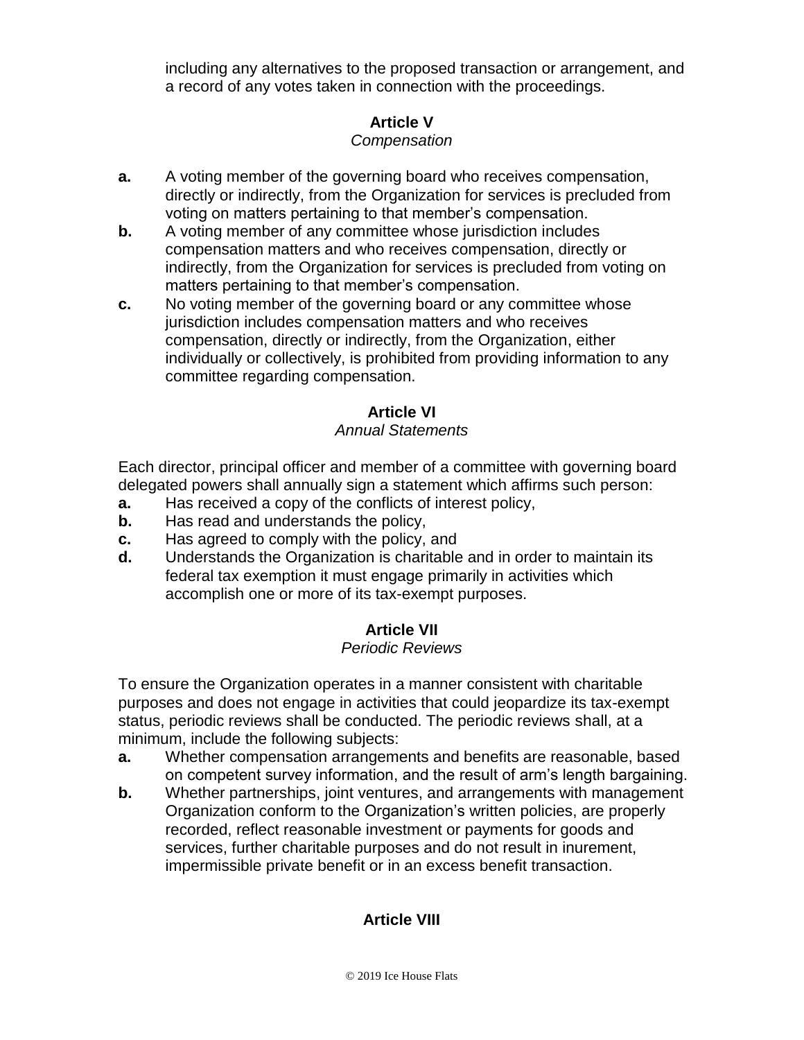including any alternatives to the proposed transaction or arrangement, and a record of any votes taken in connection with the proceedings.

## Article V

*Compensation*

**a.** A voting member of the governing board who receives compensation, directly or indirectly, from the Organization for services is precluded from voting on matters pertaining to that member's compensation.

**b.** A voting member of any committee whose jurisdiction includes compensation matters and who receives compensation, directly or indirectly, from the Organization for services is precluded from voting on matters pertaining to that member's compensation.

**c.** No voting member of the governing board or any committee whose jurisdiction includes compensation matters and who receives compensation, directly or indirectly, from the Organization, either individually or collectively, is prohibited from providing information to any committee regarding compensation.

## Article VI

*Annual Statements*

Each director, principal officer and member of a committee with governing board delegated powers shall annually sign a statement which affirms such person:

**a.** Has received a copy of the conflicts of interest policy,

**b.** Has read and understands the policy,

**c.** Has agreed to comply with the policy, and

**d.** Understands the Organization is charitable and in order to maintain its federal tax exemption it must engage primarily in activities which accomplish one or more of its tax-exempt purposes.

## Article VII

*Periodic Reviews*

To ensure the Organization operates in a manner consistent with charitable purposes and does not engage in activities that could jeopardize its tax-exempt status, periodic reviews shall be conducted. The periodic reviews shall, at a minimum, include the following subjects:

**a.** Whether compensation arrangements and benefits are reasonable, based on competent survey information, and the result of arm's length bargaining.

**b.** Whether partnerships, joint ventures, and arrangements with management Organization conform to the Organization's written policies, are properly recorded, reflect reasonable investment or payments for goods and services, further charitable purposes and do not result in inurement, impermissible private benefit or in an excess benefit transaction.

## Article VIII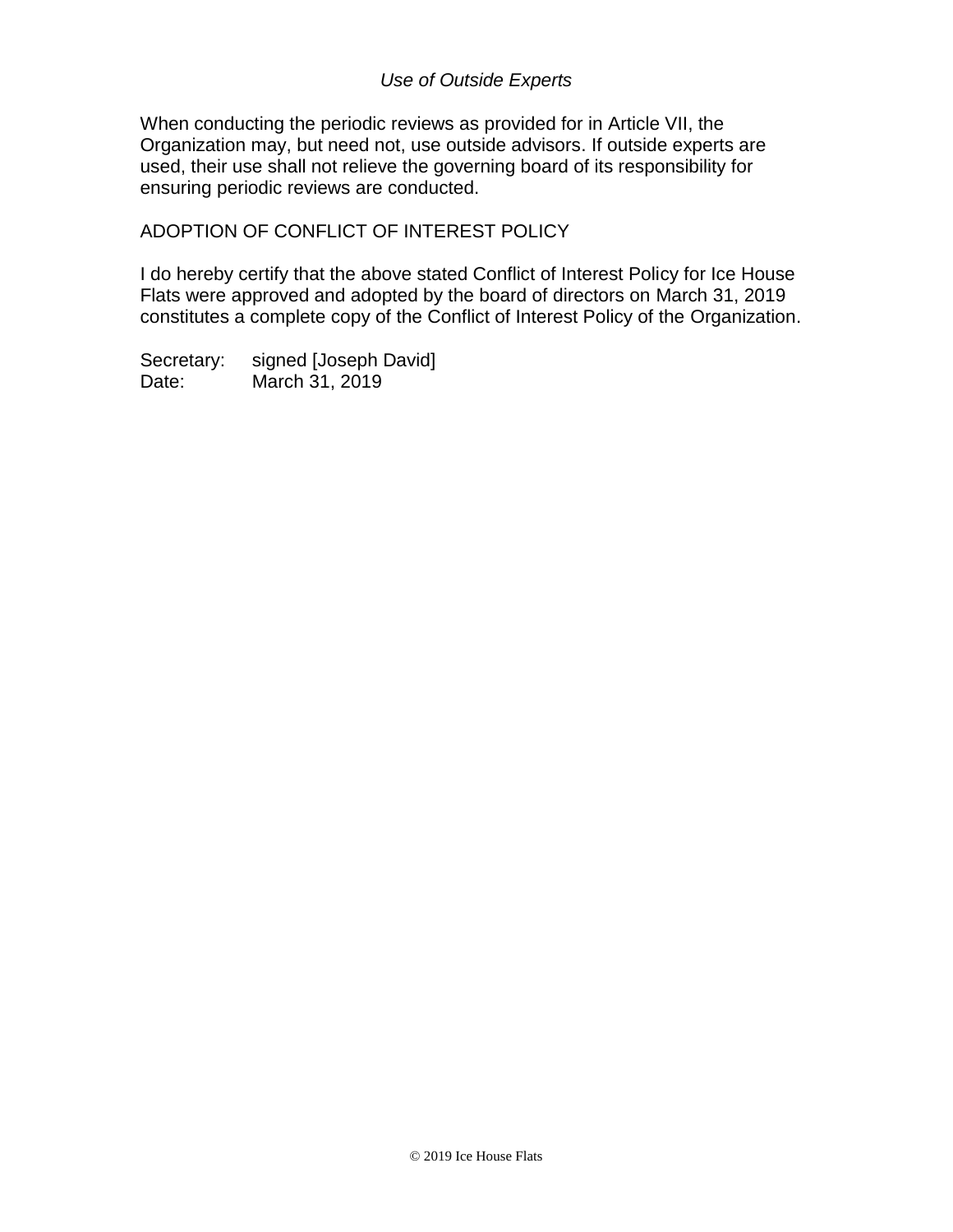*Use of Outside Experts*

When conducting the periodic reviews as provided for in Article VII, the Organization may, but need not, use outside advisors. If outside experts are used, their use shall not relieve the governing board of its responsibility for ensuring periodic reviews are conducted.

ADOPTION OF CONFLICT OF INTEREST POLICY

I do hereby certify that the above stated Conflict of Interest Policy for Ice House Flats were approved and adopted by the board of directors on March 31, 2019 constitutes a complete copy of the Conflict of Interest Policy of the Organization.

Secretary: signed [Joseph David]
Date: March 31, 2019